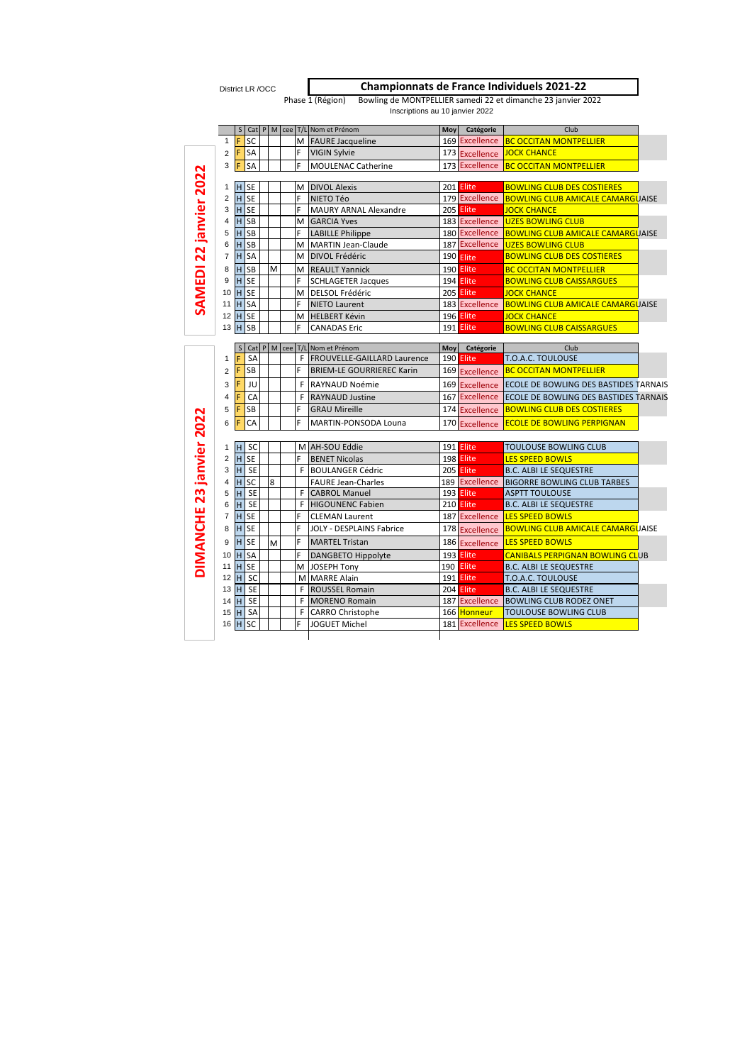District LR /OCC

# Championnats de France Individuels 2021-22

Phase 1 (Région) Bowling de MONTPELLIER samedi 22 et dimanche 23 janvier 2022

Inscriptions au 10 janvier 2022

## SAMEDI 22 janvier 2022

| | S | Cat | P | M | cee | T/L | Nom et Prénom | Moy | Catégorie | Club |
|---|---|---|---|---|---|---|---|---|---|---|
| 1 | F | SC | | | | M | FAURE Jacqueline | 169 | Excellence | BC OCCITAN MONTPELLIER |
| 2 | F | SA | | | | F | VIGIN Sylvie | 173 | Excellence | JOCK CHANCE |
| 3 | F | SA | | | | F | MOULENAC Catherine | 173 | Excellence | BC OCCITAN MONTPELLIER |
| | | | | | | | | | | |
| 1 | H | SE | | | | M | DIVOL Alexis | 201 | Elite | BOWLING CLUB DES COSTIERES |
| 2 | H | SE | | | | F | NIETO Téo | 179 | Excellence | BOWLING CLUB AMICALE CAMARGUAISE |
| 3 | H | SE | | | | F | MAURY ARNAL Alexandre | 205 | Elite | JOCK CHANCE |
| 4 | H | SB | | | | M | GARCIA Yves | 183 | Excellence | UZES BOWLING CLUB |
| 5 | H | SB | | | | F | LABILLE Philippe | 180 | Excellence | BOWLING CLUB AMICALE CAMARGUAISE |
| 6 | H | SB | | | | M | MARTIN Jean-Claude | 187 | Excellence | UZES BOWLING CLUB |
| 7 | H | SA | | | | M | DIVOL Frédéric | 190 | Elite | BOWLING CLUB DES COSTIERES |
| 8 | H | SB | | M | | M | REAULT Yannick | 190 | Elite | BC OCCITAN MONTPELLIER |
| 9 | H | SE | | | | F | SCHLAGETER Jacques | 194 | Elite | BOWLING CLUB CAISSARGUES |
| 10 | H | SE | | | | M | DELSOL Frédéric | 205 | Elite | JOCK CHANCE |
| 11 | H | SA | | | | F | NIETO Laurent | 183 | Excellence | BOWLING CLUB AMICALE CAMARGUAISE |
| 12 | H | SE | | | | M | HELBERT Kévin | 196 | Elite | JOCK CHANCE |
| 13 | H | SB | | | | F | CANADAS Eric | 191 | Elite | BOWLING CLUB CAISSARGUES |

## DIMANCHE 23 janvier 2022

| | S | Cat | P | M | cee | T/L | Nom et Prénom | Moy | Catégorie | Club |
|---|---|---|---|---|---|---|---|---|---|---|
| 1 | F | SA | | | | F | FROUVELLE-GAILLARD Laurence | 190 | Elite | T.O.A.C. TOULOUSE |
| 2 | F | SB | | | | F | BRIEM-LE GOURRIEREC Karin | 169 | Excellence | BC OCCITAN MONTPELLIER |
| 3 | F | JU | | | | F | RAYNAUD Noémie | 169 | Excellence | ECOLE DE BOWLING DES BASTIDES TARNAIS |
| 4 | F | CA | | | | F | RAYNAUD Justine | 167 | Excellence | ECOLE DE BOWLING DES BASTIDES TARNAIS |
| 5 | F | SB | | | | F | GRAU Mireille | 174 | Excellence | BOWLING CLUB DES COSTIERES |
| 6 | F | CA | | | | F | MARTIN-PONSODA Louna | 170 | Excellence | ECOLE DE BOWLING PERPIGNAN |
| | | | | | | | | | | |
| 1 | H | SC | | | | M | AH-SOU Eddie | 191 | Elite | TOULOUSE BOWLING CLUB |
| 2 | H | SE | | | | F | BENET Nicolas | 198 | Elite | LES SPEED BOWLS |
| 3 | H | SE | | | | F | BOULANGER Cédric | 205 | Elite | B.C. ALBI LE SEQUESTRE |
| 4 | H | SC | 8 | | | | FAURE Jean-Charles | 189 | Excellence | BIGORRE BOWLING CLUB TARBES |
| 5 | H | SE | | | | F | CABROL Manuel | 193 | Elite | ASPTT TOULOUSE |
| 6 | H | SE | | | | F | HIGOUNENC Fabien | 210 | Elite | B.C. ALBI LE SEQUESTRE |
| 7 | H | SE | | | | F | CLEMAN Laurent | 187 | Excellence | LES SPEED BOWLS |
| 8 | H | SE | | | | F | JOLY - DESPLAINS Fabrice | 178 | Excellence | BOWLING CLUB AMICALE CAMARGUAISE |
| 9 | H | SE | | M | | F | MARTEL Tristan | 186 | Excellence | LES SPEED BOWLS |
| 10 | H | SA | | | | F | DANGBETO Hippolyte | 193 | Elite | CANIBALS PERPIGNAN BOWLING CLUB |
| 11 | H | SE | | | | M | JOSEPH Tony | 190 | Elite | B.C. ALBI LE SEQUESTRE |
| 12 | H | SC | | | | M | MARRE Alain | 191 | Elite | T.O.A.C. TOULOUSE |
| 13 | H | SE | | | | F | ROUSSEL Romain | 204 | Elite | B.C. ALBI LE SEQUESTRE |
| 14 | H | SE | | | | F | MORENO Romain | 187 | Excellence | BOWLING CLUB RODEZ ONET |
| 15 | H | SA | | | | F | CARRO Christophe | 166 | Honneur | TOULOUSE BOWLING CLUB |
| 16 | H | SC | | | | F | JOGUET Michel | 181 | Excellence | LES SPEED BOWLS |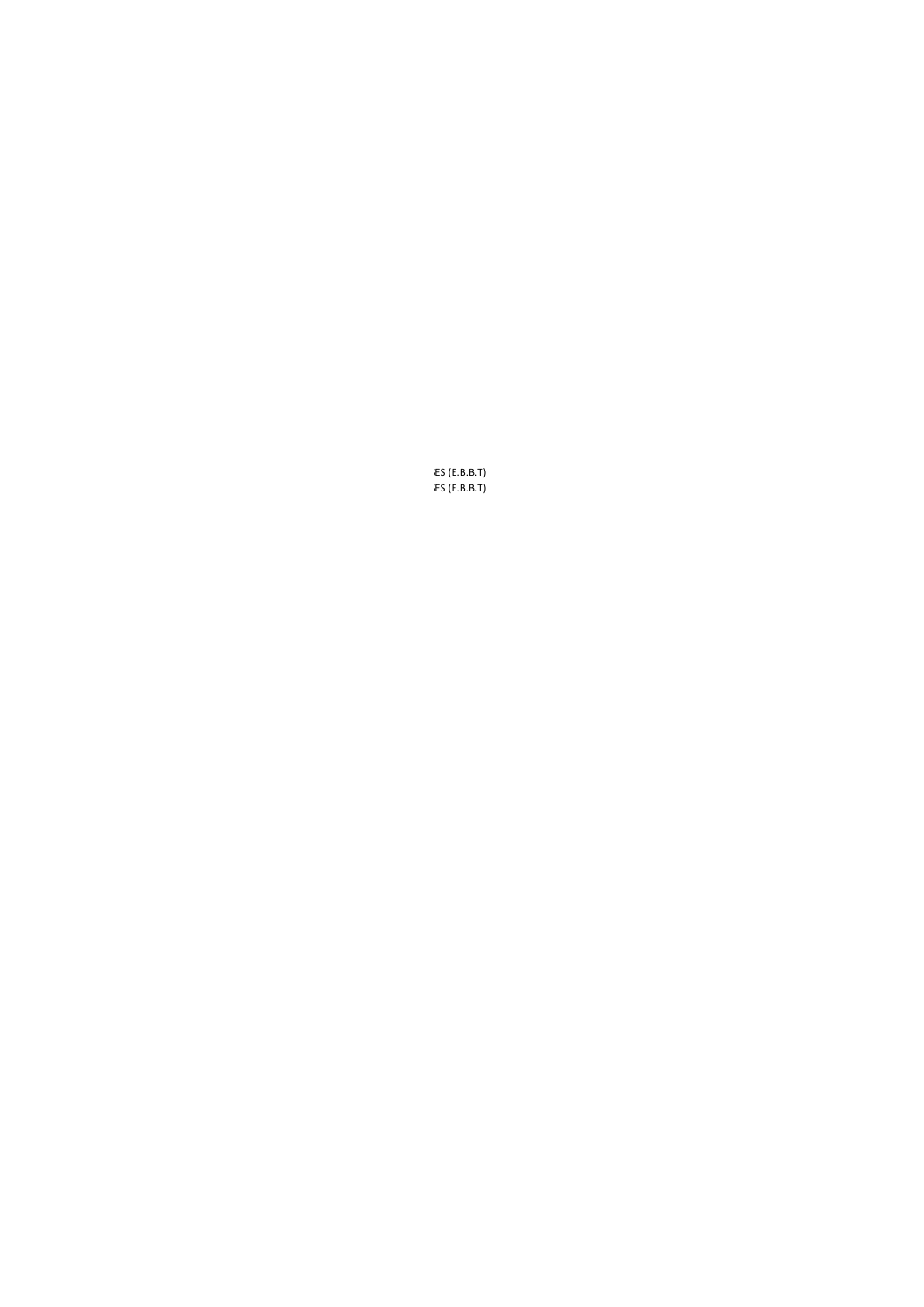ES (E.B.B.T)
ES (E.B.B.T)